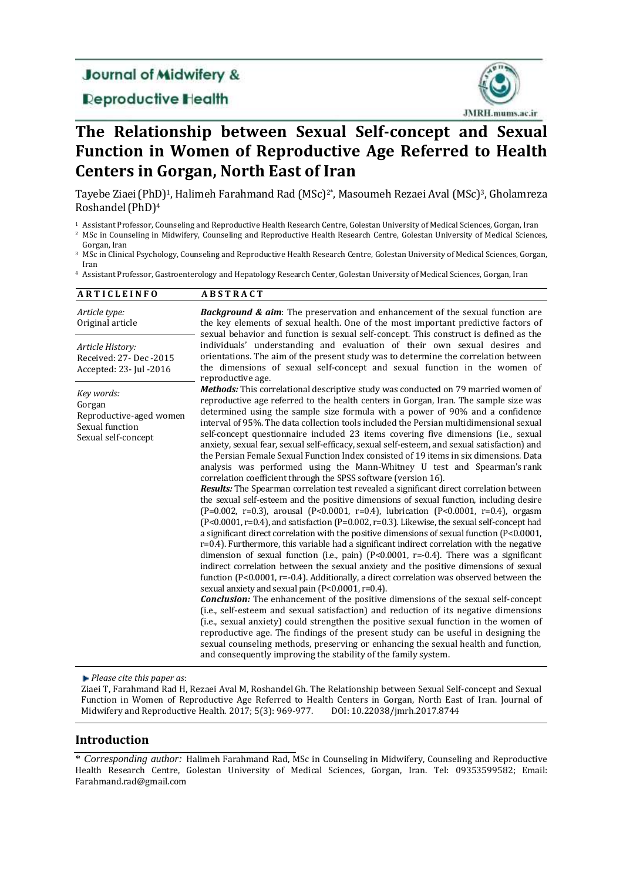Journal of Midwifery & Reproductive Health

JMRH.mums.ac.ir

# The Relationship between Sexual Self-concept and Sexual Function in Women of Reproductive Age Referred to Health Centers in Gorgan, North East of Iran

Tayebe Ziaei (PhD)[1], Halimeh Farahmand Rad (MSc)[2*], Masoumeh Rezaei Aval (MSc)[3], Gholamreza Roshandel (PhD)[4]

[1] Assistant Professor, Counseling and Reproductive Health Research Centre, Golestan University of Medical Sciences, Gorgan, Iran
[2] MSc in Counseling in Midwifery, Counseling and Reproductive Health Research Centre, Golestan University of Medical Sciences, Gorgan, Iran
[3] MSc in Clinical Psychology, Counseling and Reproductive Health Research Centre, Golestan University of Medical Sciences, Gorgan, Iran
[4] Assistant Professor, Gastroenterology and Hepatology Research Center, Golestan University of Medical Sciences, Gorgan, Iran

**ARTICLE INFO**

*Article type:*
Original article

*Article History:*
Received: 27- Dec -2015
Accepted: 23- Jul -2016

*Key words:*
Gorgan
Reproductive-aged women
Sexual function
Sexual self-concept

**ABSTRACT**

***Background & aim***: The preservation and enhancement of the sexual function are the key elements of sexual health. One of the most important predictive factors of sexual behavior and function is sexual self-concept. This construct is defined as the individuals' understanding and evaluation of their own sexual desires and orientations. The aim of the present study was to determine the correlation between the dimensions of sexual self-concept and sexual function in the women of reproductive age.

***Methods:*** This correlational descriptive study was conducted on 79 married women of reproductive age referred to the health centers in Gorgan, Iran. The sample size was determined using the sample size formula with a power of 90% and a confidence interval of 95%. The data collection tools included the Persian multidimensional sexual self-concept questionnaire included 23 items covering five dimensions (i.e., sexual anxiety, sexual fear, sexual self-efficacy, sexual self-esteem, and sexual satisfaction) and the Persian Female Sexual Function Index consisted of 19 items in six dimensions. Data analysis was performed using the Mann-Whitney U test and Spearman's rank correlation coefficient through the SPSS software (version 16).

***Results:*** The Spearman correlation test revealed a significant direct correlation between the sexual self-esteem and the positive dimensions of sexual function, including desire ($P=0.002$, $r=0.3$), arousal ($P<0.0001$, $r=0.4$), lubrication ($P<0.0001$, $r=0.4$), orgasm ($P<0.0001$, $r=0.4$), and satisfaction ($P=0.002$, $r=0.3$). Likewise, the sexual self-concept had a significant direct correlation with the positive dimensions of sexual function ($P<0.0001$, $r=0.4$). Furthermore, this variable had a significant indirect correlation with the negative dimension of sexual function (i.e., pain) ($P<0.0001$, $r=-0.4$). There was a significant indirect correlation between the sexual anxiety and the positive dimensions of sexual function ($P<0.0001$, $r=-0.4$). Additionally, a direct correlation was observed between the sexual anxiety and sexual pain ($P<0.0001$, $r=0.4$).

***Conclusion:*** The enhancement of the positive dimensions of the sexual self-concept (i.e., self-esteem and sexual satisfaction) and reduction of its negative dimensions (i.e., sexual anxiety) could strengthen the positive sexual function in the women of reproductive age. The findings of the present study can be useful in designing the sexual counseling methods, preserving or enhancing the sexual health and function, and consequently improving the stability of the family system.

*Please cite this paper as*:
Ziaei T, Farahmand Rad H, Rezaei Aval M, Roshandel Gh. The Relationship between Sexual Self-concept and Sexual Function in Women of Reproductive Age Referred to Health Centers in Gorgan, North East of Iran. Journal of Midwifery and Reproductive Health. 2017; 5(3): 969-977. DOI: 10.22038/jmrh.2017.8744

## Introduction

\* *Corresponding author:* Halimeh Farahmand Rad, MSc in Counseling in Midwifery, Counseling and Reproductive Health Research Centre, Golestan University of Medical Sciences, Gorgan, Iran. Tel: 09353599582; Email: Farahmand.rad@gmail.com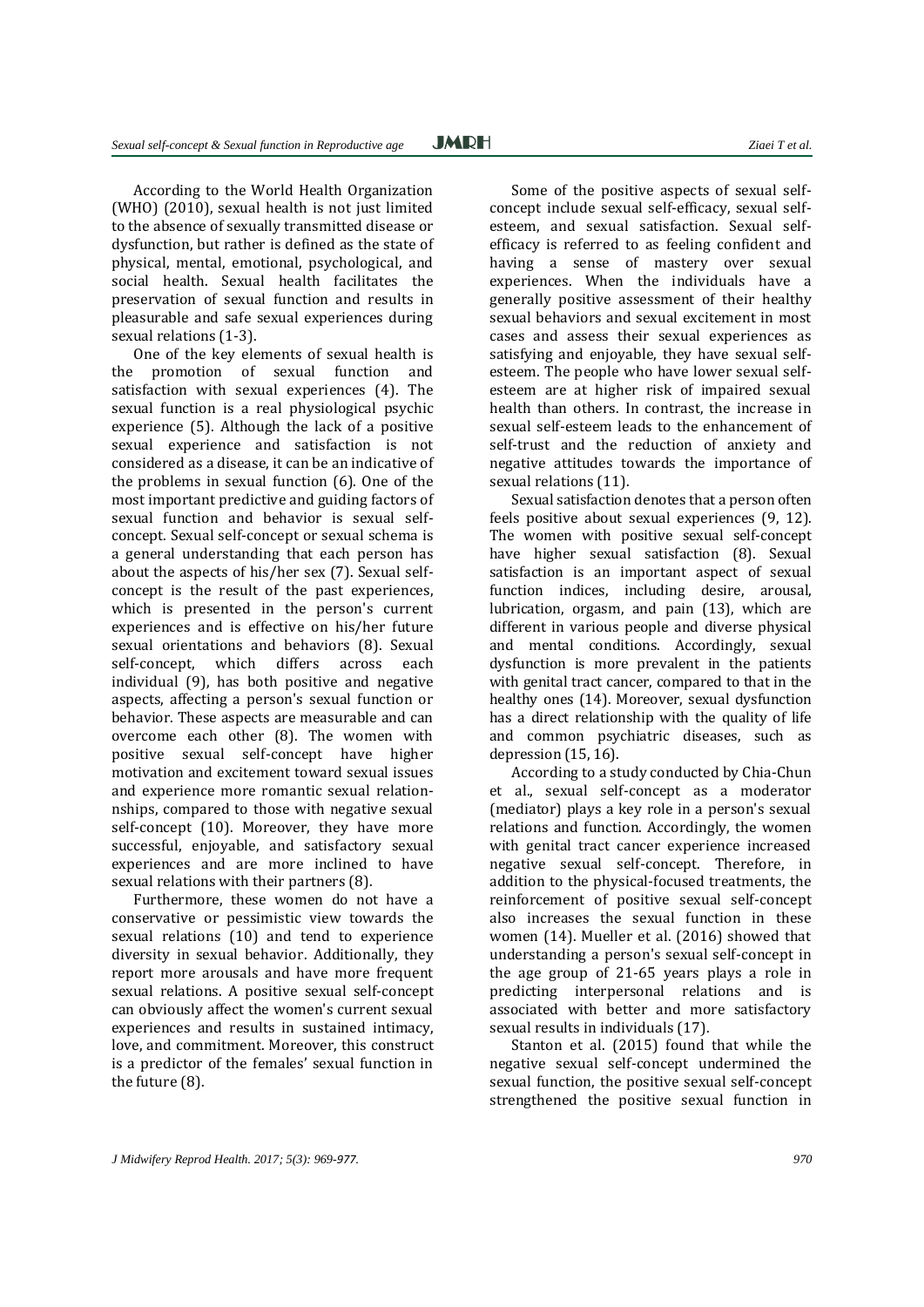According to the World Health Organization (WHO) (2010), sexual health is not just limited to the absence of sexually transmitted disease or dysfunction, but rather is defined as the state of physical, mental, emotional, psychological, and social health. Sexual health facilitates the preservation of sexual function and results in pleasurable and safe sexual experiences during sexual relations (1-3).

One of the key elements of sexual health is the promotion of sexual function and satisfaction with sexual experiences (4). The sexual function is a real physiological psychic experience (5). Although the lack of a positive sexual experience and satisfaction is not considered as a disease, it can be an indicative of the problems in sexual function (6). One of the most important predictive and guiding factors of sexual function and behavior is sexual self-concept. Sexual self-concept or sexual schema is a general understanding that each person has about the aspects of his/her sex (7). Sexual self-concept is the result of the past experiences, which is presented in the person's current experiences and is effective on his/her future sexual orientations and behaviors (8). Sexual self-concept, which differs across each individual (9), has both positive and negative aspects, affecting a person's sexual function or behavior. These aspects are measurable and can overcome each other (8). The women with positive sexual self-concept have higher motivation and excitement toward sexual issues and experience more romantic sexual relationships, compared to those with negative sexual self-concept (10). Moreover, they have more successful, enjoyable, and satisfactory sexual experiences and are more inclined to have sexual relations with their partners (8).

Furthermore, these women do not have a conservative or pessimistic view towards the sexual relations (10) and tend to experience diversity in sexual behavior. Additionally, they report more arousals and have more frequent sexual relations. A positive sexual self-concept can obviously affect the women's current sexual experiences and results in sustained intimacy, love, and commitment. Moreover, this construct is a predictor of the females' sexual function in the future (8).

Some of the positive aspects of sexual self-concept include sexual self-efficacy, sexual self-esteem, and sexual satisfaction. Sexual self-efficacy is referred to as feeling confident and having a sense of mastery over sexual experiences. When the individuals have a generally positive assessment of their healthy sexual behaviors and sexual excitement in most cases and assess their sexual experiences as satisfying and enjoyable, they have sexual self-esteem. The people who have lower sexual self-esteem are at higher risk of impaired sexual health than others. In contrast, the increase in sexual self-esteem leads to the enhancement of self-trust and the reduction of anxiety and negative attitudes towards the importance of sexual relations (11).

Sexual satisfaction denotes that a person often feels positive about sexual experiences (9, 12). The women with positive sexual self-concept have higher sexual satisfaction (8). Sexual satisfaction is an important aspect of sexual function indices, including desire, arousal, lubrication, orgasm, and pain (13), which are different in various people and diverse physical and mental conditions. Accordingly, sexual dysfunction is more prevalent in the patients with genital tract cancer, compared to that in the healthy ones (14). Moreover, sexual dysfunction has a direct relationship with the quality of life and common psychiatric diseases, such as depression (15, 16).

According to a study conducted by Chia-Chun et al., sexual self-concept as a moderator (mediator) plays a key role in a person's sexual relations and function. Accordingly, the women with genital tract cancer experience increased negative sexual self-concept. Therefore, in addition to the physical-focused treatments, the reinforcement of positive sexual self-concept also increases the sexual function in these women (14). Mueller et al. (2016) showed that understanding a person's sexual self-concept in the age group of 21-65 years plays a role in predicting interpersonal relations and is associated with better and more satisfactory sexual results in individuals (17).

Stanton et al. (2015) found that while the negative sexual self-concept undermined the sexual function, the positive sexual self-concept strengthened the positive sexual function in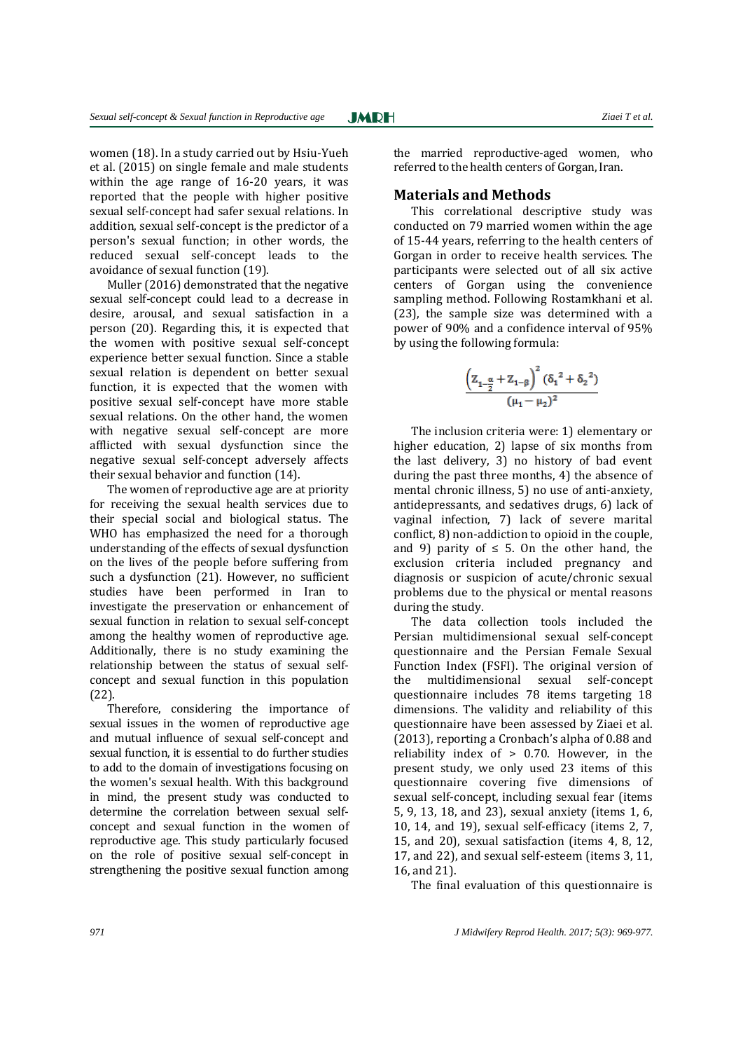women (18). In a study carried out by Hsiu-Yueh et al. (2015) on single female and male students within the age range of 16-20 years, it was reported that the people with higher positive sexual self-concept had safer sexual relations. In addition, sexual self-concept is the predictor of a person's sexual function; in other words, the reduced sexual self-concept leads to the avoidance of sexual function (19).

Muller (2016) demonstrated that the negative sexual self-concept could lead to a decrease in desire, arousal, and sexual satisfaction in a person (20). Regarding this, it is expected that the women with positive sexual self-concept experience better sexual function. Since a stable sexual relation is dependent on better sexual function, it is expected that the women with positive sexual self-concept have more stable sexual relations. On the other hand, the women with negative sexual self-concept are more afflicted with sexual dysfunction since the negative sexual self-concept adversely affects their sexual behavior and function (14).

The women of reproductive age are at priority for receiving the sexual health services due to their special social and biological status. The WHO has emphasized the need for a thorough understanding of the effects of sexual dysfunction on the lives of the people before suffering from such a dysfunction (21). However, no sufficient studies have been performed in Iran to investigate the preservation or enhancement of sexual function in relation to sexual self-concept among the healthy women of reproductive age. Additionally, there is no study examining the relationship between the status of sexual self-concept and sexual function in this population (22).

Therefore, considering the importance of sexual issues in the women of reproductive age and mutual influence of sexual self-concept and sexual function, it is essential to do further studies to add to the domain of investigations focusing on the women's sexual health. With this background in mind, the present study was conducted to determine the correlation between sexual self-concept and sexual function in the women of reproductive age. This study particularly focused on the role of positive sexual self-concept in strengthening the positive sexual function among the married reproductive-aged women, who referred to the health centers of Gorgan, Iran.

## Materials and Methods

This correlational descriptive study was conducted on 79 married women within the age of 15-44 years, referring to the health centers of Gorgan in order to receive health services. The participants were selected out of all six active centers of Gorgan using the convenience sampling method. Following Rostamkhani et al. (23), the sample size was determined with a power of 90% and a confidence interval of 95% by using the following formula:

$$\frac{\left(Z_{1-\frac{\alpha}{2}}+Z_{1-\beta}\right)^2(\delta_1{}^2+\delta_2{}^2)}{(\mu_1-\mu_2)^2}$$

The inclusion criteria were: 1) elementary or higher education, 2) lapse of six months from the last delivery, 3) no history of bad event during the past three months, 4) the absence of mental chronic illness, 5) no use of anti-anxiety, antidepressants, and sedatives drugs, 6) lack of vaginal infection, 7) lack of severe marital conflict, 8) non-addiction to opioid in the couple, and 9) parity of ≤ 5. On the other hand, the exclusion criteria included pregnancy and diagnosis or suspicion of acute/chronic sexual problems due to the physical or mental reasons during the study.

The data collection tools included the Persian multidimensional sexual self-concept questionnaire and the Persian Female Sexual Function Index (FSFI). The original version of the multidimensional sexual self-concept questionnaire includes 78 items targeting 18 dimensions. The validity and reliability of this questionnaire have been assessed by Ziaei et al. (2013), reporting a Cronbach's alpha of 0.88 and reliability index of > 0.70. However, in the present study, we only used 23 items of this questionnaire covering five dimensions of sexual self-concept, including sexual fear (items 5, 9, 13, 18, and 23), sexual anxiety (items 1, 6, 10, 14, and 19), sexual self-efficacy (items 2, 7, 15, and 20), sexual satisfaction (items 4, 8, 12, 17, and 22), and sexual self-esteem (items 3, 11, 16, and 21).

The final evaluation of this questionnaire is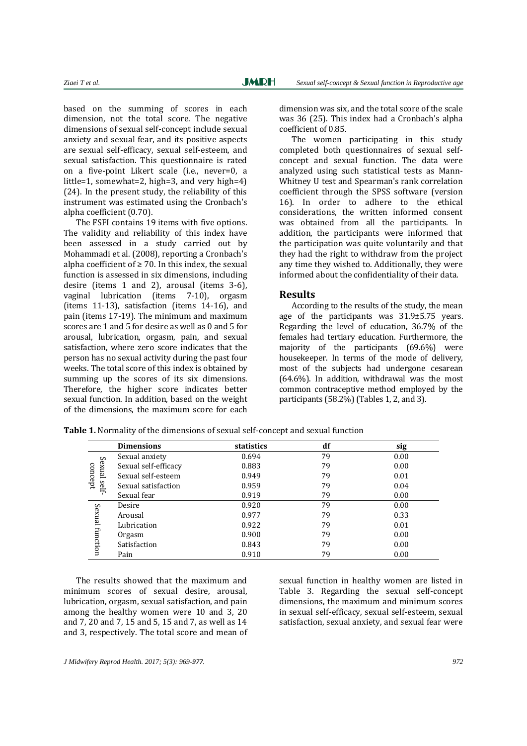based on the summing of scores in each dimension, not the total score. The negative dimensions of sexual self-concept include sexual anxiety and sexual fear, and its positive aspects are sexual self-efficacy, sexual self-esteem, and sexual satisfaction. This questionnaire is rated on a five-point Likert scale (i.e., never=0, a little=1, somewhat=2, high=3, and very high=4) (24). In the present study, the reliability of this instrument was estimated using the Cronbach's alpha coefficient (0.70).

The FSFI contains 19 items with five options. The validity and reliability of this index have been assessed in a study carried out by Mohammadi et al. (2008), reporting a Cronbach's alpha coefficient of ≥ 70. In this index, the sexual function is assessed in six dimensions, including desire (items 1 and 2), arousal (items 3-6), vaginal lubrication (items 7-10), orgasm (items 11-13), satisfaction (items 14-16), and pain (items 17-19). The minimum and maximum scores are 1 and 5 for desire as well as 0 and 5 for arousal, lubrication, orgasm, pain, and sexual satisfaction, where zero score indicates that the person has no sexual activity during the past four weeks. The total score of this index is obtained by summing up the scores of its six dimensions. Therefore, the higher score indicates better sexual function. In addition, based on the weight of the dimensions, the maximum score for each dimension was six, and the total score of the scale was 36 (25). This index had a Cronbach's alpha coefficient of 0.85.

The women participating in this study completed both questionnaires of sexual self-concept and sexual function. The data were analyzed using such statistical tests as Mann-Whitney U test and Spearman's rank correlation coefficient through the SPSS software (version 16). In order to adhere to the ethical considerations, the written informed consent was obtained from all the participants. In addition, the participants were informed that the participation was quite voluntarily and that they had the right to withdraw from the project any time they wished to. Additionally, they were informed about the confidentiality of their data.

## Results

According to the results of the study, the mean age of the participants was 31.9±5.75 years. Regarding the level of education, 36.7% of the females had tertiary education. Furthermore, the majority of the participants (69.6%) were housekeeper. In terms of the mode of delivery, most of the subjects had undergone cesarean (64.6%). In addition, withdrawal was the most common contraceptive method employed by the participants (58.2%) (Tables 1, 2, and 3).

**Table 1.** Normality of the dimensions of sexual self-concept and sexual function

| | Dimensions | statistics | df | sig |
|---|---|---|---|---|
| Sexual self-concept | Sexual anxiety | 0.694 | 79 | 0.00 |
| | Sexual self-efficacy | 0.883 | 79 | 0.00 |
| | Sexual self-esteem | 0.949 | 79 | 0.01 |
| | Sexual satisfaction | 0.959 | 79 | 0.04 |
| | Sexual fear | 0.919 | 79 | 0.00 |
| Sexual function | Desire | 0.920 | 79 | 0.00 |
| | Arousal | 0.977 | 79 | 0.33 |
| | Lubrication | 0.922 | 79 | 0.01 |
| | Orgasm | 0.900 | 79 | 0.00 |
| | Satisfaction | 0.843 | 79 | 0.00 |
| | Pain | 0.910 | 79 | 0.00 |

The results showed that the maximum and minimum scores of sexual desire, arousal, lubrication, orgasm, sexual satisfaction, and pain among the healthy women were 10 and 3, 20 and 7, 20 and 7, 15 and 5, 15 and 7, as well as 14 and 3, respectively. The total score and mean of sexual function in healthy women are listed in Table 3. Regarding the sexual self-concept dimensions, the maximum and minimum scores in sexual self-efficacy, sexual self-esteem, sexual satisfaction, sexual anxiety, and sexual fear were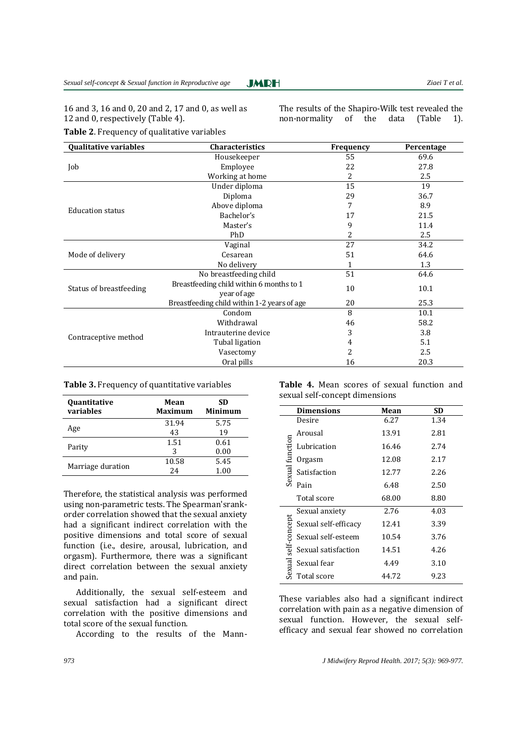16 and 3, 16 and 0, 20 and 2, 17 and 0, as well as 12 and 0, respectively (Table 4).

The results of the Shapiro-Wilk test revealed the non-normality of the data (Table 1).

**Table 2**. Frequency of qualitative variables

| Qualitative variables | Characteristics | Frequency | Percentage |
|---|---|---|---|
| Job | Housekeeper | 55 | 69.6 |
| | Employee | 22 | 27.8 |
| | Working at home | 2 | 2.5 |
| Education status | Under diploma | 15 | 19 |
| | Diploma | 29 | 36.7 |
| | Above diploma | 7 | 8.9 |
| | Bachelor's | 17 | 21.5 |
| | Master's | 9 | 11.4 |
| | PhD | 2 | 2.5 |
| Mode of delivery | Vaginal | 27 | 34.2 |
| | Cesarean | 51 | 64.6 |
| | No delivery | 1 | 1.3 |
| Status of breastfeeding | No breastfeeding child | 51 | 64.6 |
| | Breastfeeding child within 6 months to 1 year of age | 10 | 10.1 |
| | Breastfeeding child within 1-2 years of age | 20 | 25.3 |
| Contraceptive method | Condom | 8 | 10.1 |
| | Withdrawal | 46 | 58.2 |
| | Intrauterine device | 3 | 3.8 |
| | Tubal ligation | 4 | 5.1 |
| | Vasectomy | 2 | 2.5 |
| | Oral pills | 16 | 20.3 |

**Table 3.** Frequency of quantitative variables

| Quantitative variables | Mean<br>Maximum | SD<br>Minimum |
|---|---|---|
| Age | 31.94<br>43 | 5.75<br>19 |
| Parity | 1.51<br>3 | 0.61<br>0.00 |
| Marriage duration | 10.58<br>24 | 5.45<br>1.00 |

Therefore, the statistical analysis was performed using non-parametric tests. The Spearman'srank-order correlation showed that the sexual anxiety had a significant indirect correlation with the positive dimensions and total score of sexual function (i.e., desire, arousal, lubrication, and orgasm). Furthermore, there was a significant direct correlation between the sexual anxiety and pain.

Additionally, the sexual self-esteem and sexual satisfaction had a significant direct correlation with the positive dimensions and total score of the sexual function.

According to the results of the Mann-

**Table 4.** Mean scores of sexual function and sexual self-concept dimensions

| | Dimensions | Mean | SD |
|---|---|---|---|
| Sexual function | Desire | 6.27 | 1.34 |
| | Arousal | 13.91 | 2.81 |
| | Lubrication | 16.46 | 2.74 |
| | Orgasm | 12.08 | 2.17 |
| | Satisfaction | 12.77 | 2.26 |
| | Pain | 6.48 | 2.50 |
| | Total score | 68.00 | 8.80 |
| Sexual self-concept | Sexual anxiety | 2.76 | 4.03 |
| | Sexual self-efficacy | 12.41 | 3.39 |
| | Sexual self-esteem | 10.54 | 3.76 |
| | Sexual satisfaction | 14.51 | 4.26 |
| | Sexual fear | 4.49 | 3.10 |
| | Total score | 44.72 | 9.23 |

These variables also had a significant indirect correlation with pain as a negative dimension of sexual function. However, the sexual self-efficacy and sexual fear showed no correlation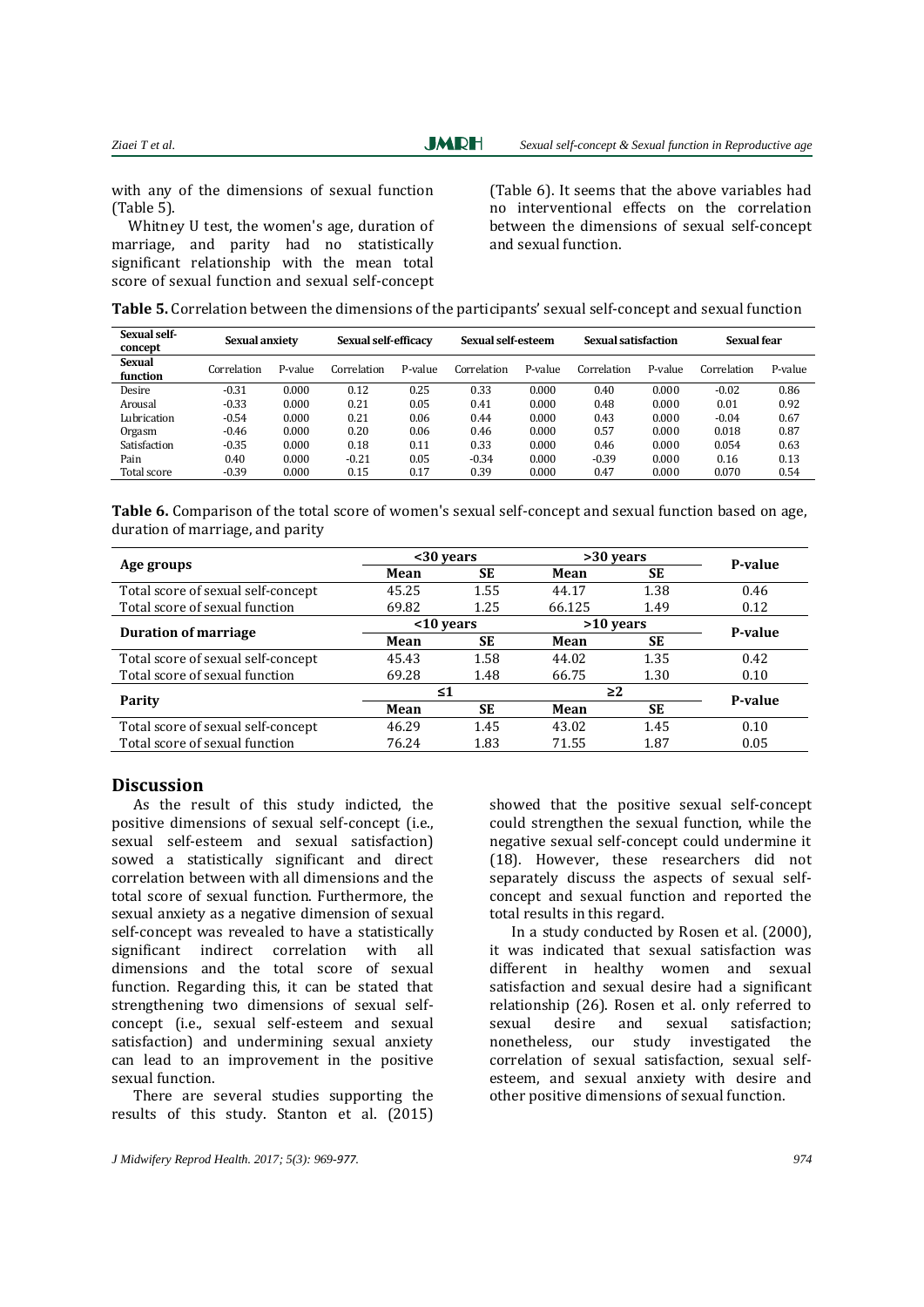with any of the dimensions of sexual function (Table 5).

Whitney U test, the women's age, duration of marriage, and parity had no statistically significant relationship with the mean total score of sexual function and sexual self-concept (Table 6). It seems that the above variables had no interventional effects on the correlation between the dimensions of sexual self-concept and sexual function.

**Table 5.** Correlation between the dimensions of the participants' sexual self-concept and sexual function

| Sexual self-concept | Sexual anxiety | | Sexual self-efficacy | | Sexual self-esteem | | Sexual satisfaction | | Sexual fear | |
|---|---|---|---|---|---|---|---|---|---|---|
| Sexual function | Correlation | P-value | Correlation | P-value | Correlation | P-value | Correlation | P-value | Correlation | P-value |
| Desire | -0.31 | 0.000 | 0.12 | 0.25 | 0.33 | 0.000 | 0.40 | 0.000 | -0.02 | 0.86 |
| Arousal | -0.33 | 0.000 | 0.21 | 0.05 | 0.41 | 0.000 | 0.48 | 0.000 | 0.01 | 0.92 |
| Lubrication | -0.54 | 0.000 | 0.21 | 0.06 | 0.44 | 0.000 | 0.43 | 0.000 | -0.04 | 0.67 |
| Orgasm | -0.46 | 0.000 | 0.20 | 0.06 | 0.46 | 0.000 | 0.57 | 0.000 | 0.018 | 0.87 |
| Satisfaction | -0.35 | 0.000 | 0.18 | 0.11 | 0.33 | 0.000 | 0.46 | 0.000 | 0.054 | 0.63 |
| Pain | 0.40 | 0.000 | -0.21 | 0.05 | -0.34 | 0.000 | -0.39 | 0.000 | 0.16 | 0.13 |
| Total score | -0.39 | 0.000 | 0.15 | 0.17 | 0.39 | 0.000 | 0.47 | 0.000 | 0.070 | 0.54 |

**Table 6.** Comparison of the total score of women's sexual self-concept and sexual function based on age, duration of marriage, and parity

| Age groups | <30 years | | >30 years | | P-value |
|---|---|---|---|---|---|
| | Mean | SE | Mean | SE | |
| Total score of sexual self-concept | 45.25 | 1.55 | 44.17 | 1.38 | 0.46 |
| Total score of sexual function | 69.82 | 1.25 | 66.125 | 1.49 | 0.12 |
| **Duration of marriage** | <10 years | | >10 years | | P-value |
| | Mean | SE | Mean | SE | |
| Total score of sexual self-concept | 45.43 | 1.58 | 44.02 | 1.35 | 0.42 |
| Total score of sexual function | 69.28 | 1.48 | 66.75 | 1.30 | 0.10 |
| **Parity** | ≤1 | | ≥2 | | P-value |
| | Mean | SE | Mean | SE | |
| Total score of sexual self-concept | 46.29 | 1.45 | 43.02 | 1.45 | 0.10 |
| Total score of sexual function | 76.24 | 1.83 | 71.55 | 1.87 | 0.05 |

## Discussion

As the result of this study indicted, the positive dimensions of sexual self-concept (i.e., sexual self-esteem and sexual satisfaction) sowed a statistically significant and direct correlation between with all dimensions and the total score of sexual function. Furthermore, the sexual anxiety as a negative dimension of sexual self-concept was revealed to have a statistically significant indirect correlation with all dimensions and the total score of sexual function. Regarding this, it can be stated that strengthening two dimensions of sexual self-concept (i.e., sexual self-esteem and sexual satisfaction) and undermining sexual anxiety can lead to an improvement in the positive sexual function.

There are several studies supporting the results of this study. Stanton et al. (2015) showed that the positive sexual self-concept could strengthen the sexual function, while the negative sexual self-concept could undermine it (18). However, these researchers did not separately discuss the aspects of sexual self-concept and sexual function and reported the total results in this regard.

In a study conducted by Rosen et al. (2000), it was indicated that sexual satisfaction was different in healthy women and sexual satisfaction and sexual desire had a significant relationship (26). Rosen et al. only referred to sexual desire and sexual satisfaction; nonetheless, our study investigated the correlation of sexual satisfaction, sexual self-esteem, and sexual anxiety with desire and other positive dimensions of sexual function.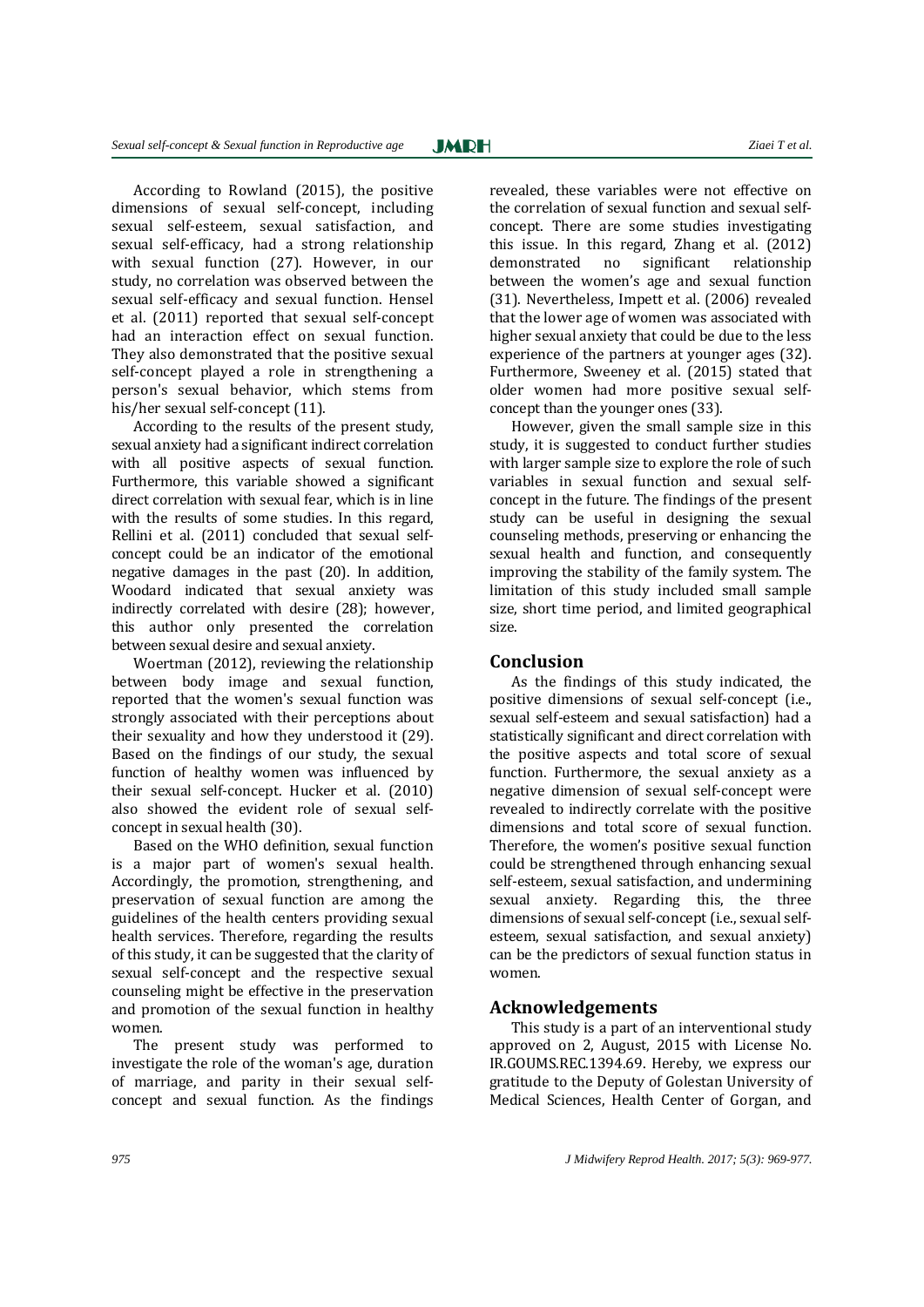According to Rowland (2015), the positive dimensions of sexual self-concept, including sexual self-esteem, sexual satisfaction, and sexual self-efficacy, had a strong relationship with sexual function (27). However, in our study, no correlation was observed between the sexual self-efficacy and sexual function. Hensel et al. (2011) reported that sexual self-concept had an interaction effect on sexual function. They also demonstrated that the positive sexual self-concept played a role in strengthening a person's sexual behavior, which stems from his/her sexual self-concept (11).

According to the results of the present study, sexual anxiety had a significant indirect correlation with all positive aspects of sexual function. Furthermore, this variable showed a significant direct correlation with sexual fear, which is in line with the results of some studies. In this regard, Rellini et al. (2011) concluded that sexual self-concept could be an indicator of the emotional negative damages in the past (20). In addition, Woodard indicated that sexual anxiety was indirectly correlated with desire (28); however, this author only presented the correlation between sexual desire and sexual anxiety.

Woertman (2012), reviewing the relationship between body image and sexual function, reported that the women's sexual function was strongly associated with their perceptions about their sexuality and how they understood it (29). Based on the findings of our study, the sexual function of healthy women was influenced by their sexual self-concept. Hucker et al. (2010) also showed the evident role of sexual self-concept in sexual health (30).

Based on the WHO definition, sexual function is a major part of women's sexual health. Accordingly, the promotion, strengthening, and preservation of sexual function are among the guidelines of the health centers providing sexual health services. Therefore, regarding the results of this study, it can be suggested that the clarity of sexual self-concept and the respective sexual counseling might be effective in the preservation and promotion of the sexual function in healthy women.

The present study was performed to investigate the role of the woman's age, duration of marriage, and parity in their sexual self-concept and sexual function. As the findings revealed, these variables were not effective on the correlation of sexual function and sexual self-concept. There are some studies investigating this issue. In this regard, Zhang et al. (2012) demonstrated no significant relationship between the women's age and sexual function (31). Nevertheless, Impett et al. (2006) revealed that the lower age of women was associated with higher sexual anxiety that could be due to the less experience of the partners at younger ages (32). Furthermore, Sweeney et al. (2015) stated that older women had more positive sexual self-concept than the younger ones (33).

However, given the small sample size in this study, it is suggested to conduct further studies with larger sample size to explore the role of such variables in sexual function and sexual self-concept in the future. The findings of the present study can be useful in designing the sexual counseling methods, preserving or enhancing the sexual health and function, and consequently improving the stability of the family system. The limitation of this study included small sample size, short time period, and limited geographical size.

## Conclusion

As the findings of this study indicated, the positive dimensions of sexual self-concept (i.e., sexual self-esteem and sexual satisfaction) had a statistically significant and direct correlation with the positive aspects and total score of sexual function. Furthermore, the sexual anxiety as a negative dimension of sexual self-concept were revealed to indirectly correlate with the positive dimensions and total score of sexual function. Therefore, the women's positive sexual function could be strengthened through enhancing sexual self-esteem, sexual satisfaction, and undermining sexual anxiety. Regarding this, the three dimensions of sexual self-concept (i.e., sexual self-esteem, sexual satisfaction, and sexual anxiety) can be the predictors of sexual function status in women.

## Acknowledgements

This study is a part of an interventional study approved on 2, August, 2015 with License No. IR.GOUMS.REC.1394.69. Hereby, we express our gratitude to the Deputy of Golestan University of Medical Sciences, Health Center of Gorgan, and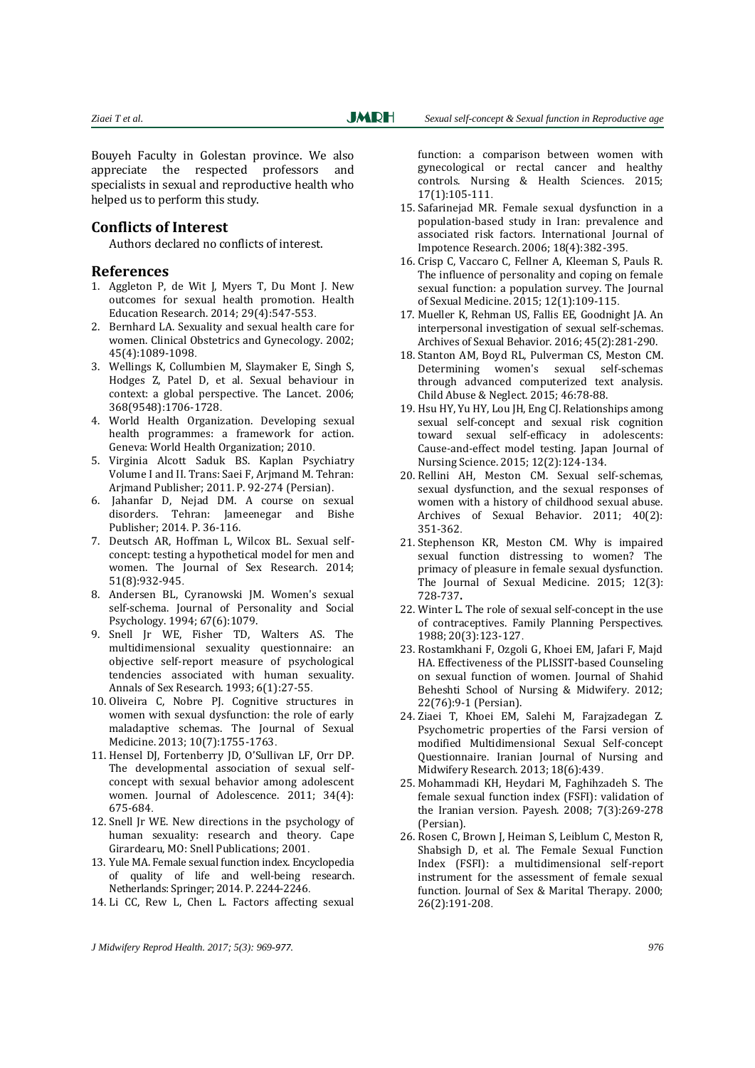Bouyeh Faculty in Golestan province. We also appreciate the respected professors and specialists in sexual and reproductive health who helped us to perform this study.

## Conflicts of Interest

Authors declared no conflicts of interest.

## References

1. Aggleton P, de Wit J, Myers T, Du Mont J. New outcomes for sexual health promotion. Health Education Research. 2014; 29(4):547-553.
2. Bernhard LA. Sexuality and sexual health care for women. Clinical Obstetrics and Gynecology. 2002; 45(4):1089-1098.
3. Wellings K, Collumbien M, Slaymaker E, Singh S, Hodges Z, Patel D, et al. Sexual behaviour in context: a global perspective. The Lancet. 2006; 368(9548):1706-1728.
4. World Health Organization. Developing sexual health programmes: a framework for action. Geneva: World Health Organization; 2010.
5. Virginia Alcott Saduk BS. Kaplan Psychiatry Volume I and II. Trans: Saei F, Arjmand M. Tehran: Arjmand Publisher; 2011. P. 92-274 (Persian).
6. Jahanfar D, Nejad DM. A course on sexual disorders. Tehran: Jameenegar and Bishe Publisher; 2014. P. 36-116.
7. Deutsch AR, Hoffman L, Wilcox BL. Sexual self-concept: testing a hypothetical model for men and women. The Journal of Sex Research. 2014; 51(8):932-945.
8. Andersen BL, Cyranowski JM. Women's sexual self-schema. Journal of Personality and Social Psychology. 1994; 67(6):1079.
9. Snell Jr WE, Fisher TD, Walters AS. The multidimensional sexuality questionnaire: an objective self-report measure of psychological tendencies associated with human sexuality. Annals of Sex Research. 1993; 6(1):27-55.
10. Oliveira C, Nobre PJ. Cognitive structures in women with sexual dysfunction: the role of early maladaptive schemas. The Journal of Sexual Medicine. 2013; 10(7):1755-1763.
11. Hensel DJ, Fortenberry JD, O'Sullivan LF, Orr DP. The developmental association of sexual self-concept with sexual behavior among adolescent women. Journal of Adolescence. 2011; 34(4): 675-684.
12. Snell Jr WE. New directions in the psychology of human sexuality: research and theory. Cape Girardearu, MO: Snell Publications; 2001.
13. Yule MA. Female sexual function index. Encyclopedia of quality of life and well-being research. Netherlands: Springer; 2014. P. 2244-2246.
14. Li CC, Rew L, Chen L. Factors affecting sexual function: a comparison between women with gynecological or rectal cancer and healthy controls. Nursing & Health Sciences. 2015; 17(1):105-111.
15. Safarinejad MR. Female sexual dysfunction in a population-based study in Iran: prevalence and associated risk factors. International Journal of Impotence Research. 2006; 18(4):382-395.
16. Crisp C, Vaccaro C, Fellner A, Kleeman S, Pauls R. The influence of personality and coping on female sexual function: a population survey. The Journal of Sexual Medicine. 2015; 12(1):109-115.
17. Mueller K, Rehman US, Fallis EE, Goodnight JA. An interpersonal investigation of sexual self-schemas. Archives of Sexual Behavior. 2016; 45(2):281-290.
18. Stanton AM, Boyd RL, Pulverman CS, Meston CM. Determining women's sexual self-schemas through advanced computerized text analysis. Child Abuse & Neglect. 2015; 46:78-88.
19. Hsu HY, Yu HY, Lou JH, Eng CJ. Relationships among sexual self-concept and sexual risk cognition toward sexual self-efficacy in adolescents: Cause-and-effect model testing. Japan Journal of Nursing Science. 2015; 12(2):124-134.
20. Rellini AH, Meston CM. Sexual self-schemas, sexual dysfunction, and the sexual responses of women with a history of childhood sexual abuse. Archives of Sexual Behavior. 2011; 40(2): 351-362.
21. Stephenson KR, Meston CM. Why is impaired sexual function distressing to women? The primacy of pleasure in female sexual dysfunction. The Journal of Sexual Medicine. 2015; 12(3): 728-737.
22. Winter L. The role of sexual self-concept in the use of contraceptives. Family Planning Perspectives. 1988; 20(3):123-127.
23. Rostamkhani F, Ozgoli G, Khoei EM, Jafari F, Majd HA. Effectiveness of the PLISSIT-based Counseling on sexual function of women. Journal of Shahid Beheshti School of Nursing & Midwifery. 2012; 22(76):9-1 (Persian).
24. Ziaei T, Khoei EM, Salehi M, Farajzadegan Z. Psychometric properties of the Farsi version of modified Multidimensional Sexual Self-concept Questionnaire. Iranian Journal of Nursing and Midwifery Research. 2013; 18(6):439.
25. Mohammadi KH, Heydari M, Faghihzadeh S. The female sexual function index (FSFI): validation of the Iranian version. Payesh. 2008; 7(3):269-278 (Persian).
26. Rosen C, Brown J, Heiman S, Leiblum C, Meston R, Shabsigh D, et al. The Female Sexual Function Index (FSFI): a multidimensional self-report instrument for the assessment of female sexual function. Journal of Sex & Marital Therapy. 2000; 26(2):191-208.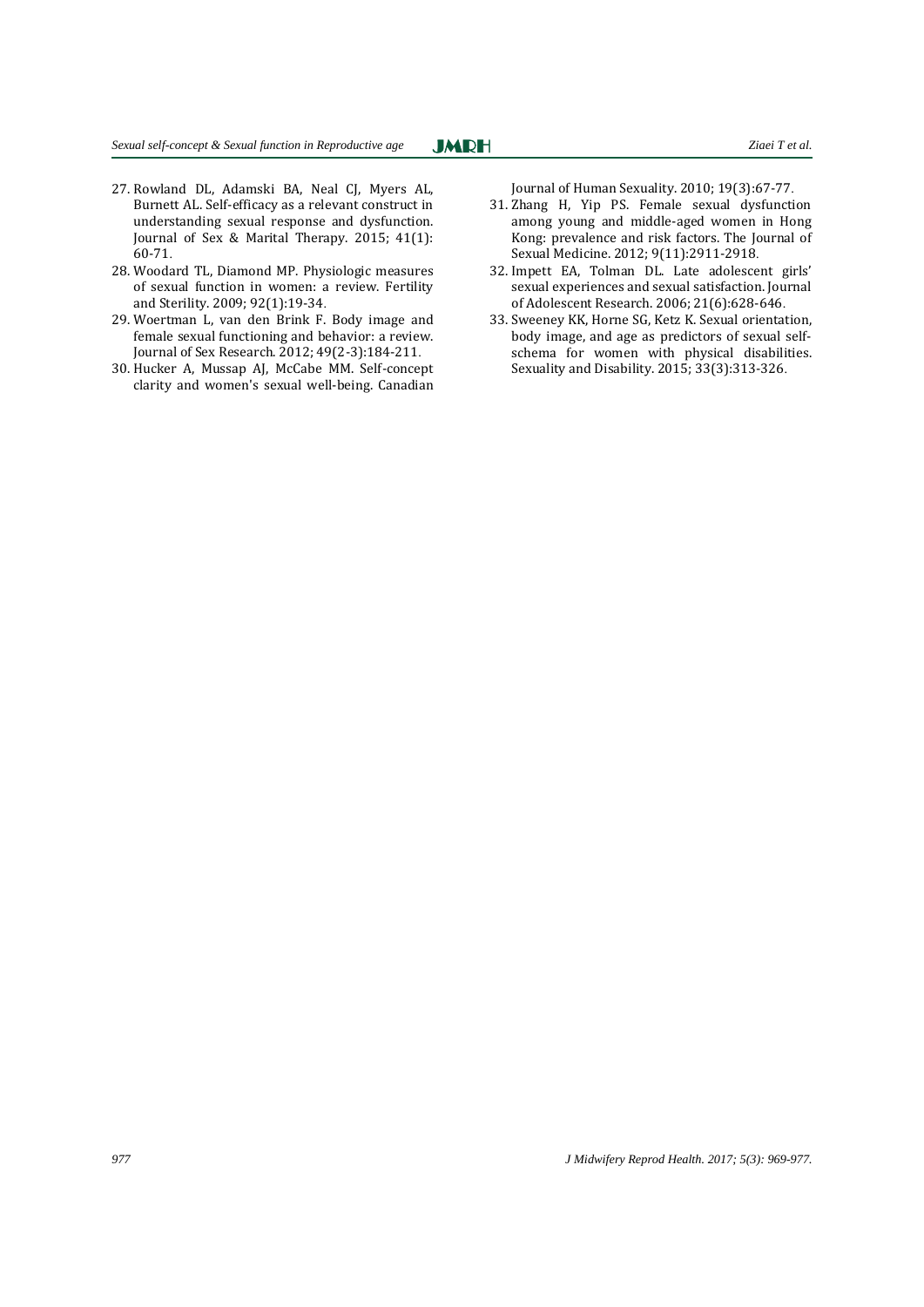27. Rowland DL, Adamski BA, Neal CJ, Myers AL, Burnett AL. Self-efficacy as a relevant construct in understanding sexual response and dysfunction. Journal of Sex & Marital Therapy. 2015; 41(1): 60-71.
28. Woodard TL, Diamond MP. Physiologic measures of sexual function in women: a review. Fertility and Sterility. 2009; 92(1):19-34.
29. Woertman L, van den Brink F. Body image and female sexual functioning and behavior: a review. Journal of Sex Research. 2012; 49(2-3):184-211.
30. Hucker A, Mussap AJ, McCabe MM. Self-concept clarity and women's sexual well-being. Canadian Journal of Human Sexuality. 2010; 19(3):67-77.
31. Zhang H, Yip PS. Female sexual dysfunction among young and middle-aged women in Hong Kong: prevalence and risk factors. The Journal of Sexual Medicine. 2012; 9(11):2911-2918.
32. Impett EA, Tolman DL. Late adolescent girls' sexual experiences and sexual satisfaction. Journal of Adolescent Research. 2006; 21(6):628-646.
33. Sweeney KK, Horne SG, Ketz K. Sexual orientation, body image, and age as predictors of sexual self-schema for women with physical disabilities. Sexuality and Disability. 2015; 33(3):313-326.